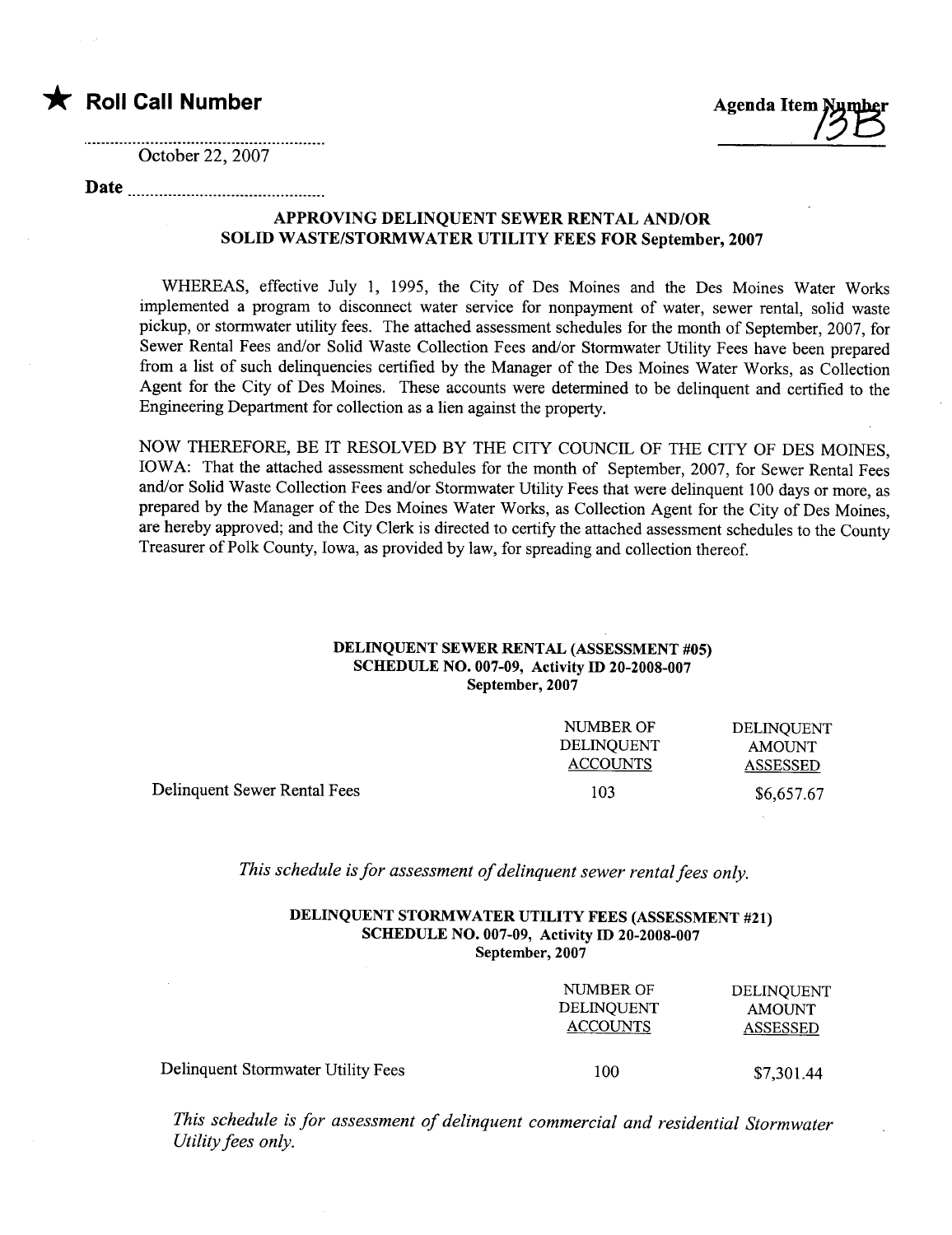★ **Roll Call Number**

Agenda Item Number 13B

October 22, 2007

Date ..............................................

**APPROVING DELINQUENT SEWER RENTAL AND/OR SOLID WASTE/STORMWATER UTILITY FEES FOR September, 2007**

WHEREAS, effective July 1, 1995, the City of Des Moines and the Des Moines Water Works implemented a program to disconnect water service for nonpayment of water, sewer rental, solid waste pickup, or stormwater utility fees. The attached assessment schedules for the month of September, 2007, for Sewer Rental Fees and/or Solid Waste Collection Fees and/or Stormwater Utility Fees have been prepared from a list of such delinquencies certified by the Manager of the Des Moines Water Works, as Collection Agent for the City of Des Moines. These accounts were determined to be delinquent and certified to the Engineering Department for collection as a lien against the property.

NOW THEREFORE, BE IT RESOLVED BY THE CITY COUNCIL OF THE CITY OF DES MOINES, IOWA: That the attached assessment schedules for the month of September, 2007, for Sewer Rental Fees and/or Solid Waste Collection Fees and/or Stormwater Utility Fees that were delinquent 100 days or more, as prepared by the Manager of the Des Moines Water Works, as Collection Agent for the City of Des Moines, are hereby approved; and the City Clerk is directed to certify the attached assessment schedules to the County Treasurer of Polk County, Iowa, as provided by law, for spreading and collection thereof.

**DELINQUENT SEWER RENTAL (ASSESSMENT #05)**
**SCHEDULE NO. 007-09, Activity ID 20-2008-007**
**September, 2007**

| | NUMBER OF DELINQUENT ACCOUNTS | DELINQUENT AMOUNT ASSESSED |
|---|---|---|
| Delinquent Sewer Rental Fees | 103 | $6,657.67 |

*This schedule is for assessment of delinquent sewer rental fees only.*

**DELINQUENT STORMWATER UTILITY FEES (ASSESSMENT #21)**
**SCHEDULE NO. 007-09, Activity ID 20-2008-007**
**September, 2007**

| | NUMBER OF DELINQUENT ACCOUNTS | DELINQUENT AMOUNT ASSESSED |
|---|---|---|
| Delinquent Stormwater Utility Fees | 100 | $7,301.44 |

*This schedule is for assessment of delinquent commercial and residential Stormwater Utility fees only.*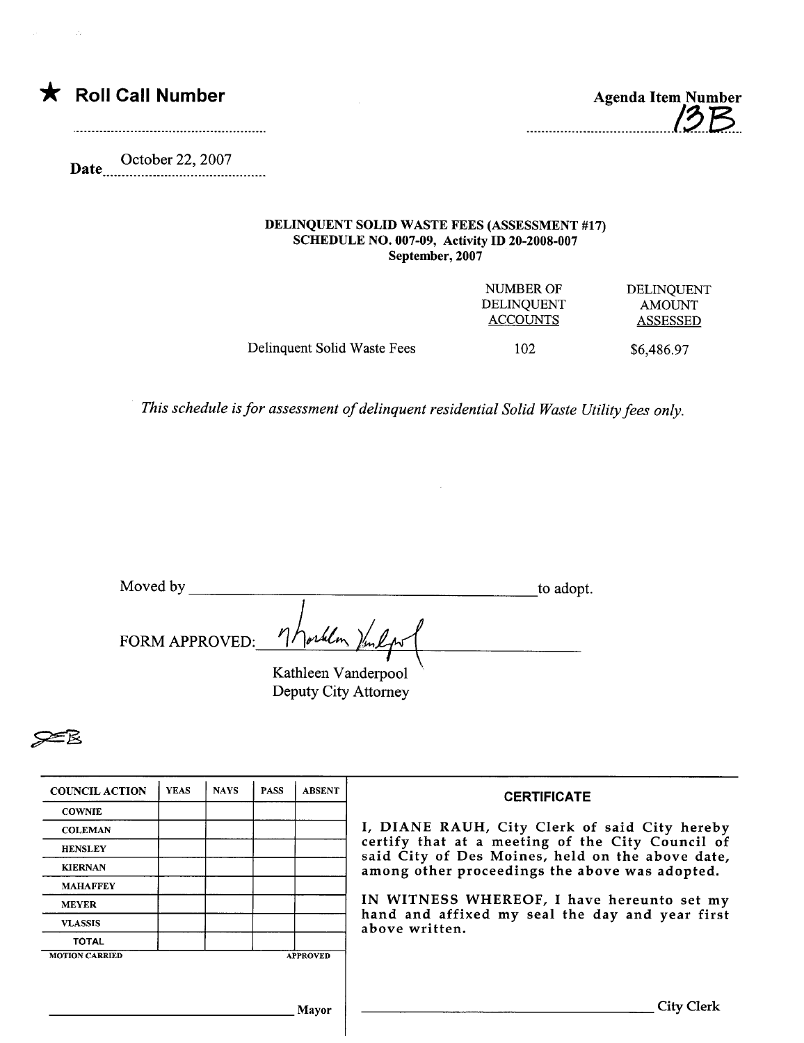★ **Roll Call Number**

**Agenda Item Number**
13B

**Date** October 22, 2007

**DELINQUENT SOLID WASTE FEES (ASSESSMENT #17)**
**SCHEDULE NO. 007-09, Activity ID 20-2008-007**
**September, 2007**

| | NUMBER OF DELINQUENT ACCOUNTS | DELINQUENT AMOUNT ASSESSED |
|---|---|---|
| Delinquent Solid Waste Fees | 102 | $6,486.97 |

*This schedule is for assessment of delinquent residential Solid Waste Utility fees only.*

Moved by ______________________________ to adopt.

FORM APPROVED: ______________________________

Kathleen Vanderpool
Deputy City Attorney

| COUNCIL ACTION | YEAS | NAYS | PASS | ABSENT |
|---|---|---|---|---|
| COWNIE | | | | |
| COLEMAN | | | | |
| HENSLEY | | | | |
| KIERNAN | | | | |
| MAHAFFEY | | | | |
| MEYER | | | | |
| VLASSIS | | | | |
| TOTAL | | | | |

MOTION CARRIED APPROVED

______________________________ Mayor

**CERTIFICATE**

I, DIANE RAUH, City Clerk of said City hereby certify that at a meeting of the City Council of said City of Des Moines, held on the above date, among other proceedings the above was adopted.

IN WITNESS WHEREOF, I have hereunto set my hand and affixed my seal the day and year first above written.

______________________________ City Clerk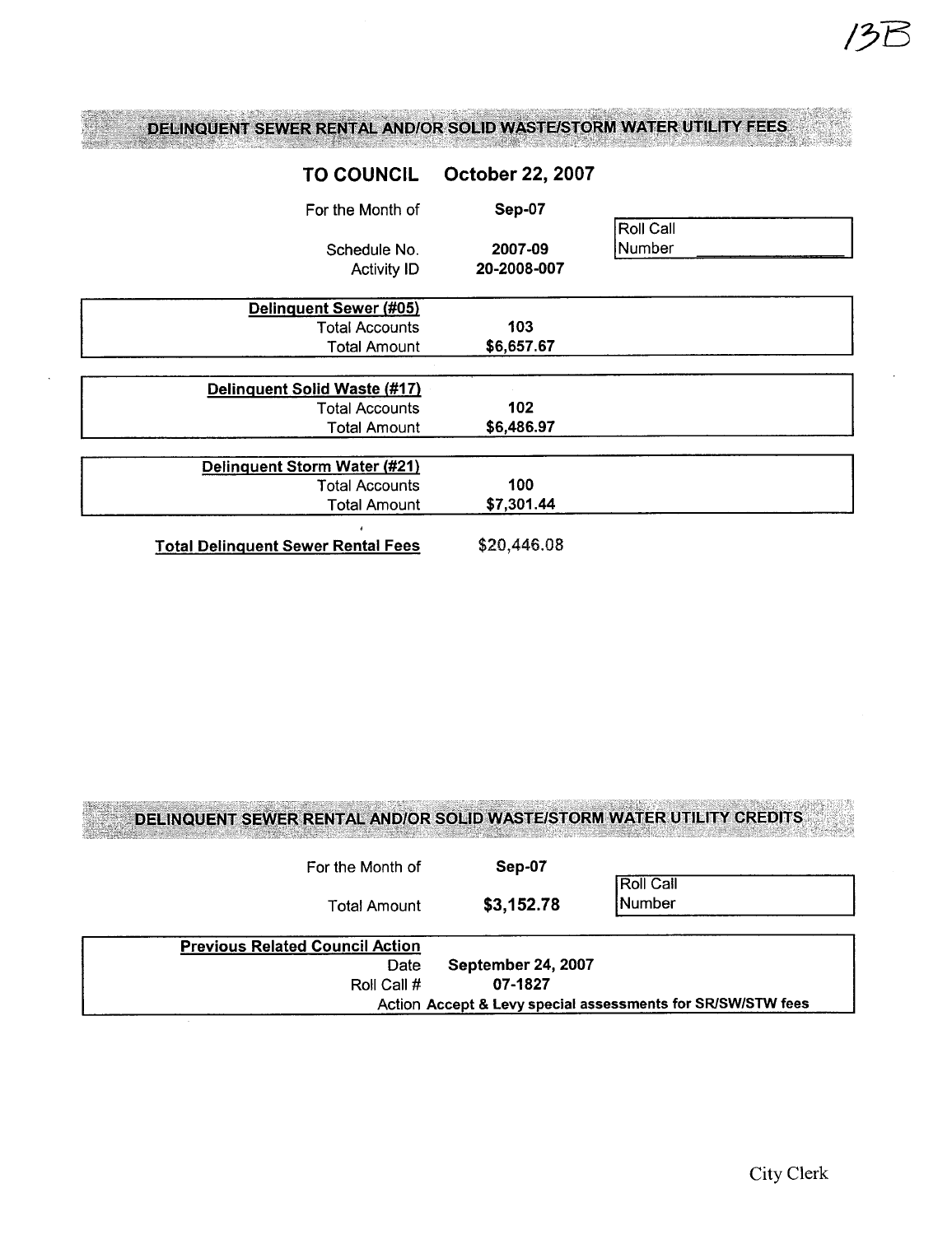13B

## DELINQUENT SEWER RENTAL AND/OR SOLID WASTE/STORM WATER UTILITY FEES

**TO COUNCIL** **October 22, 2007**

| | | |
|---|---|---|
| For the Month of | **Sep-07** | Roll Call Number ________ |
| Schedule No. | **2007-09** | |
| Activity ID | **20-2008-007** | |

| | |
|---|---|
| **Delinquent Sewer (#05)** | |
| Total Accounts | **103** |
| Total Amount | **$6,657.67** |

| | |
|---|---|
| **Delinquent Solid Waste (#17)** | |
| Total Accounts | **102** |
| Total Amount | **$6,486.97** |

| | |
|---|---|
| **Delinquent Storm Water (#21)** | |
| Total Accounts | **100** |
| Total Amount | **$7,301.44** |

**Total Delinquent Sewer Rental Fees** $20,446.08

## DELINQUENT SEWER RENTAL AND/OR SOLID WASTE/STORM WATER UTILITY CREDITS

| | | |
|---|---|---|
| For the Month of | **Sep-07** | Roll Call Number |
| Total Amount | **$3,152.78** | |

| | |
|---|---|
| **Previous Related Council Action** | |
| Date | **September 24, 2007** |
| Roll Call # | **07-1827** |
| Action | **Accept & Levy special assessments for SR/SW/STW fees** |

City Clerk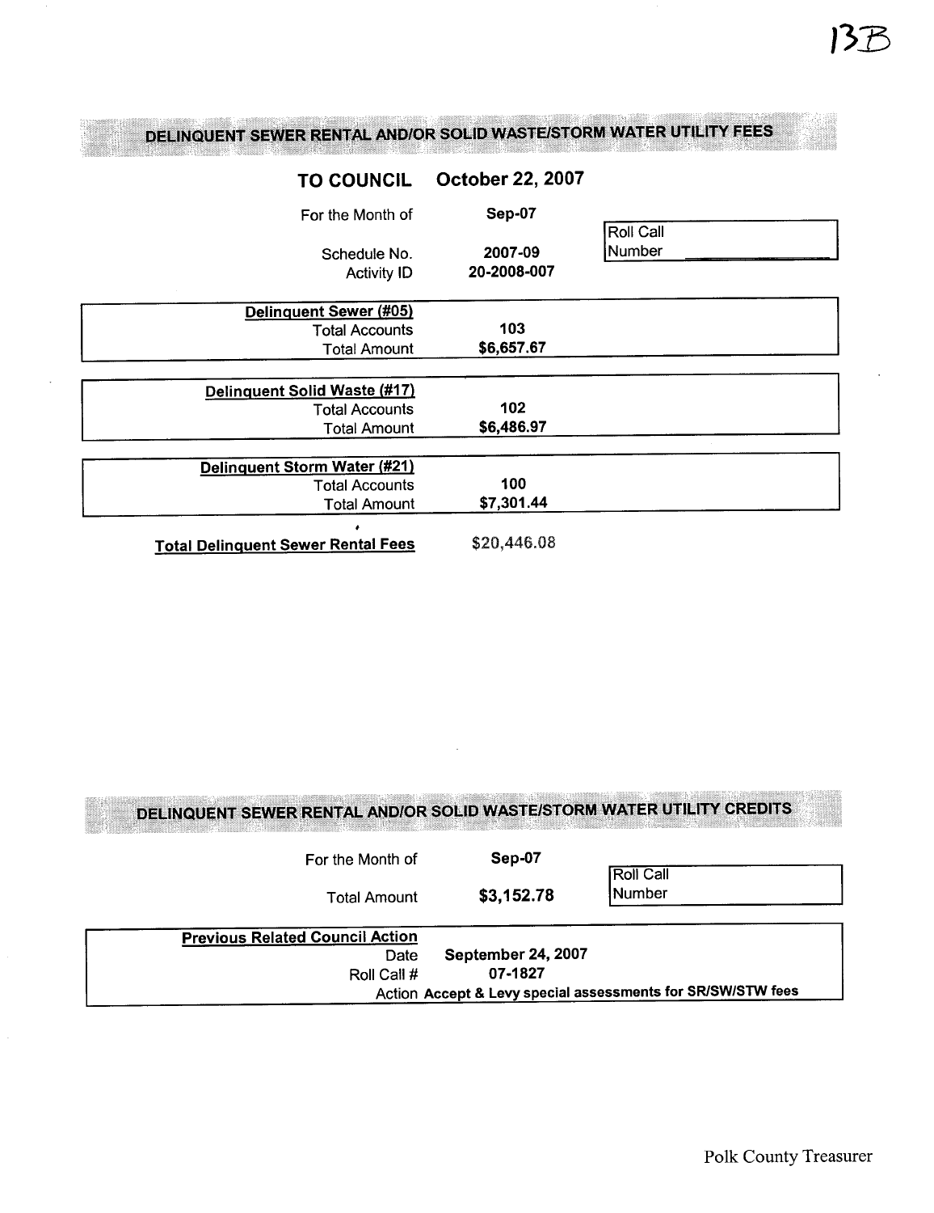13B

## DELINQUENT SEWER RENTAL AND/OR SOLID WASTE/STORM WATER UTILITY FEES

**TO COUNCIL October 22, 2007**

| | | |
|---|---|---|
| For the Month of | **Sep-07** | Roll Call Number |
| Schedule No. | **2007-09** | |
| Activity ID | **20-2008-007** | |

| | |
|---|---|
| **Delinquent Sewer (#05)** | |
| Total Accounts | **103** |
| Total Amount | **$6,657.67** |

| | |
|---|---|
| **Delinquent Solid Waste (#17)** | |
| Total Accounts | **102** |
| Total Amount | **$6,486.97** |

| | |
|---|---|
| **Delinquent Storm Water (#21)** | |
| Total Accounts | **100** |
| Total Amount | **$7,301.44** |

**Total Delinquent Sewer Rental Fees** $20,446.08

## DELINQUENT SEWER RENTAL AND/OR SOLID WASTE/STORM WATER UTILITY CREDITS

| | | |
|---|---|---|
| For the Month of | **Sep-07** | Roll Call Number |
| Total Amount | **$3,152.78** | |

| | |
|---|---|
| **Previous Related Council Action** | |
| Date | **September 24, 2007** |
| Roll Call # | **07-1827** |
| Action | **Accept & Levy special assessments for SR/SW/STW fees** |

Polk County Treasurer